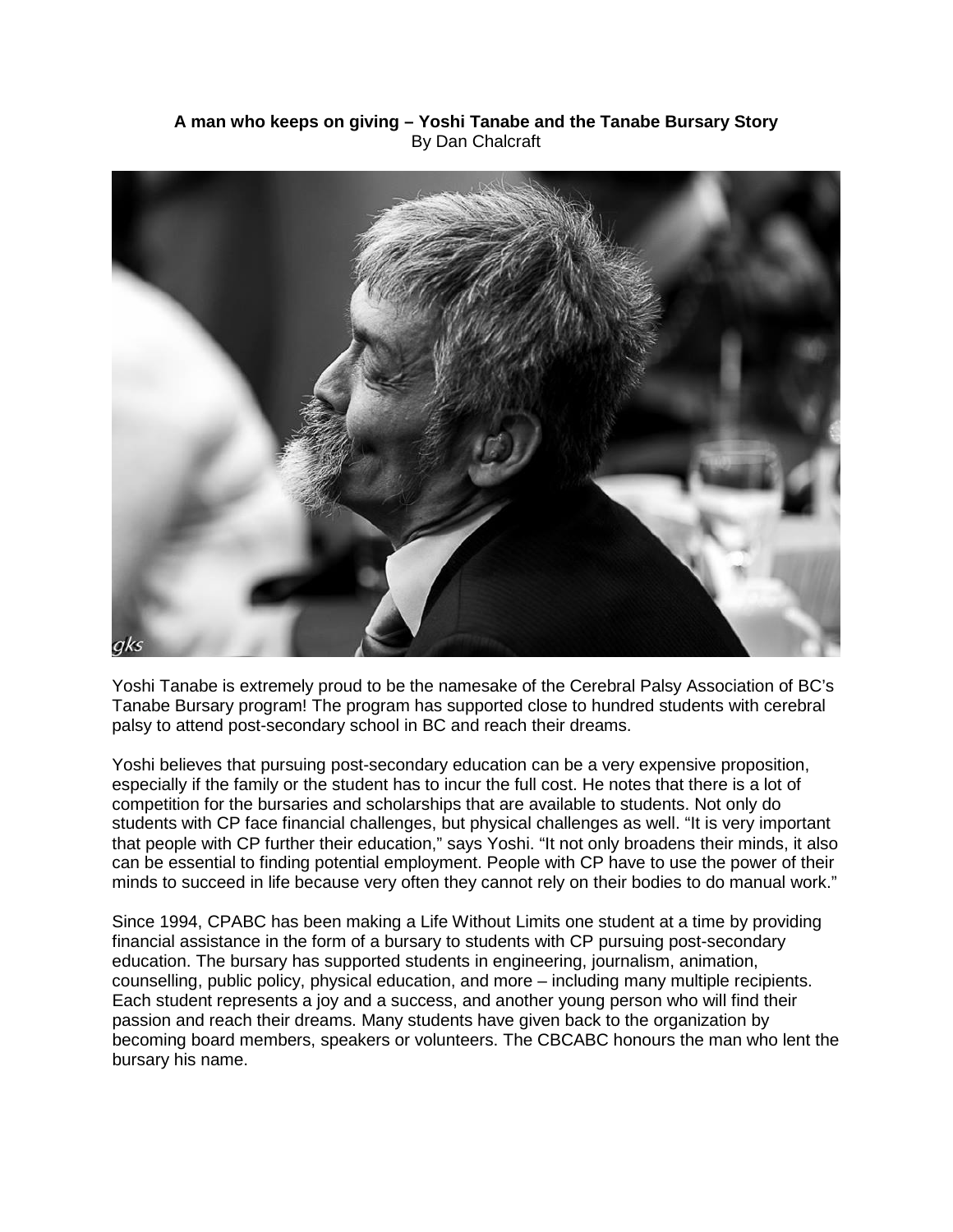**A man who keeps on giving – Yoshi Tanabe and the Tanabe Bursary Story**

By Dan Chalcraft

Yoshi Tanabe is extremely proud to be the namesake of the Cerebral Palsy Association of BC's Tanabe Bursary program! The program has supported close to hundred students with cerebral palsy to attend post-secondary school in BC and reach their dreams.

Yoshi believes that pursuing post-secondary education can be a very expensive proposition, especially if the family or the student has to incur the full cost. He notes that there is a lot of competition for the bursaries and scholarships that are available to students. Not only do students with CP face financial challenges, but physical challenges as well. "It is very important that people with CP further their education," says Yoshi. "It not only broadens their minds, it also can be essential to finding potential employment. People with CP have to use the power of their minds to succeed in life because very often they cannot rely on their bodies to do manual work."

Since 1994, CPABC has been making a Life Without Limits one student at a time by providing financial assistance in the form of a bursary to students with CP pursuing post-secondary education. The bursary has supported students in engineering, journalism, animation, counselling, public policy, physical education, and more – including many multiple recipients. Each student represents a joy and a success, and another young person who will find their passion and reach their dreams. Many students have given back to the organization by becoming board members, speakers or volunteers. The CBCABC honours the man who lent the bursary his name.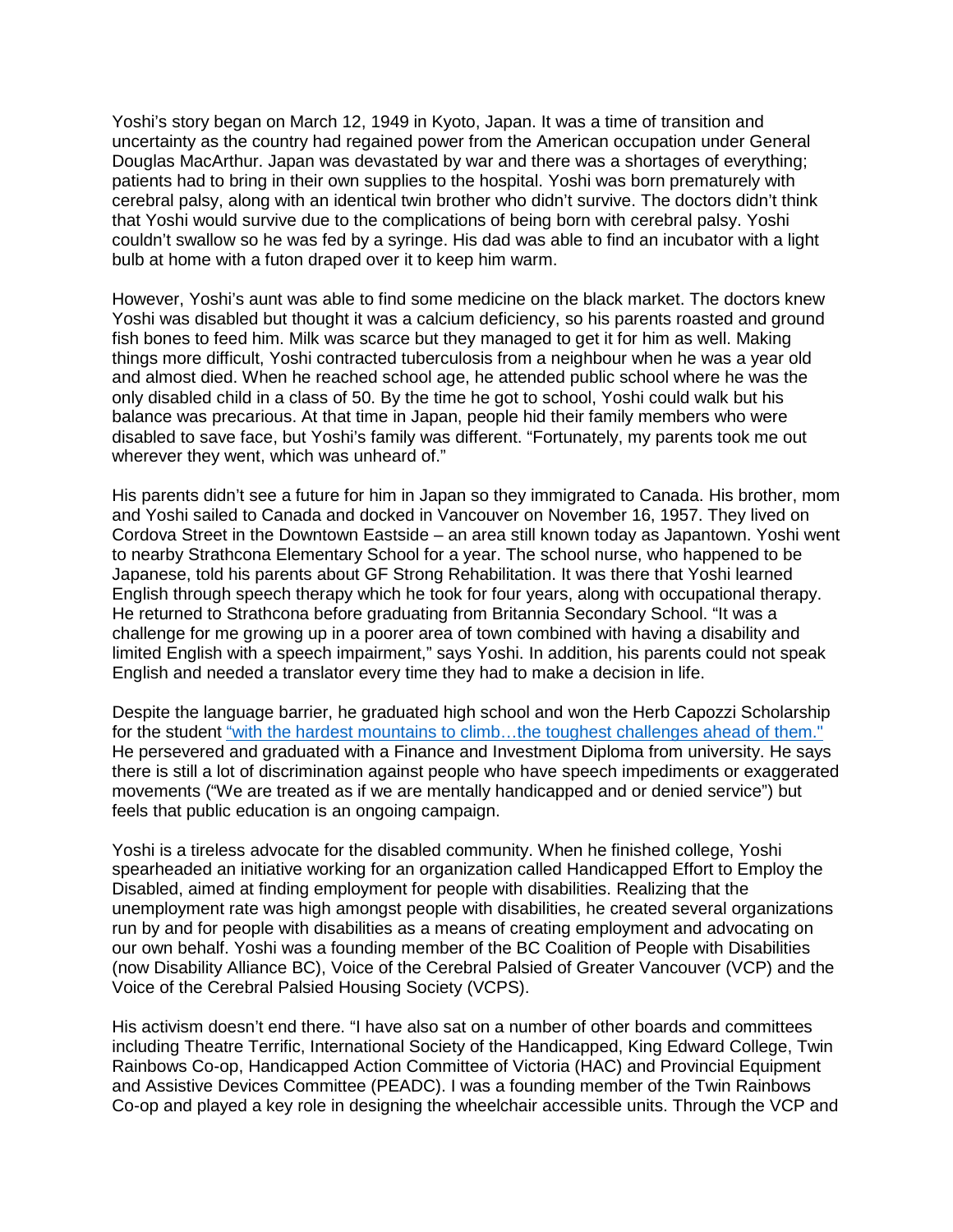Yoshi's story began on March 12, 1949 in Kyoto, Japan. It was a time of transition and uncertainty as the country had regained power from the American occupation under General Douglas MacArthur. Japan was devastated by war and there was a shortages of everything; patients had to bring in their own supplies to the hospital. Yoshi was born prematurely with cerebral palsy, along with an identical twin brother who didn't survive. The doctors didn't think that Yoshi would survive due to the complications of being born with cerebral palsy. Yoshi couldn't swallow so he was fed by a syringe. His dad was able to find an incubator with a light bulb at home with a futon draped over it to keep him warm.

However, Yoshi's aunt was able to find some medicine on the black market. The doctors knew Yoshi was disabled but thought it was a calcium deficiency, so his parents roasted and ground fish bones to feed him. Milk was scarce but they managed to get it for him as well. Making things more difficult, Yoshi contracted tuberculosis from a neighbour when he was a year old and almost died. When he reached school age, he attended public school where he was the only disabled child in a class of 50. By the time he got to school, Yoshi could walk but his balance was precarious. At that time in Japan, people hid their family members who were disabled to save face, but Yoshi's family was different. "Fortunately, my parents took me out wherever they went, which was unheard of."

His parents didn't see a future for him in Japan so they immigrated to Canada. His brother, mom and Yoshi sailed to Canada and docked in Vancouver on November 16, 1957. They lived on Cordova Street in the Downtown Eastside – an area still known today as Japantown. Yoshi went to nearby Strathcona Elementary School for a year. The school nurse, who happened to be Japanese, told his parents about GF Strong Rehabilitation. It was there that Yoshi learned English through speech therapy which he took for four years, along with occupational therapy. He returned to Strathcona before graduating from Britannia Secondary School. "It was a challenge for me growing up in a poorer area of town combined with having a disability and limited English with a speech impairment," says Yoshi. In addition, his parents could not speak English and needed a translator every time they had to make a decision in life.

Despite the language barrier, he graduated high school and won the Herb Capozzi Scholarship for the student "with the hardest mountains to climb…the toughest challenges ahead of them." He persevered and graduated with a Finance and Investment Diploma from university. He says there is still a lot of discrimination against people who have speech impediments or exaggerated movements ("We are treated as if we are mentally handicapped and or denied service") but feels that public education is an ongoing campaign.

Yoshi is a tireless advocate for the disabled community. When he finished college, Yoshi spearheaded an initiative working for an organization called Handicapped Effort to Employ the Disabled, aimed at finding employment for people with disabilities. Realizing that the unemployment rate was high amongst people with disabilities, he created several organizations run by and for people with disabilities as a means of creating employment and advocating on our own behalf. Yoshi was a founding member of the BC Coalition of People with Disabilities (now Disability Alliance BC), Voice of the Cerebral Palsied of Greater Vancouver (VCP) and the Voice of the Cerebral Palsied Housing Society (VCPS).

His activism doesn't end there. "I have also sat on a number of other boards and committees including Theatre Terrific, International Society of the Handicapped, King Edward College, Twin Rainbows Co-op, Handicapped Action Committee of Victoria (HAC) and Provincial Equipment and Assistive Devices Committee (PEADC). I was a founding member of the Twin Rainbows Co-op and played a key role in designing the wheelchair accessible units. Through the VCP and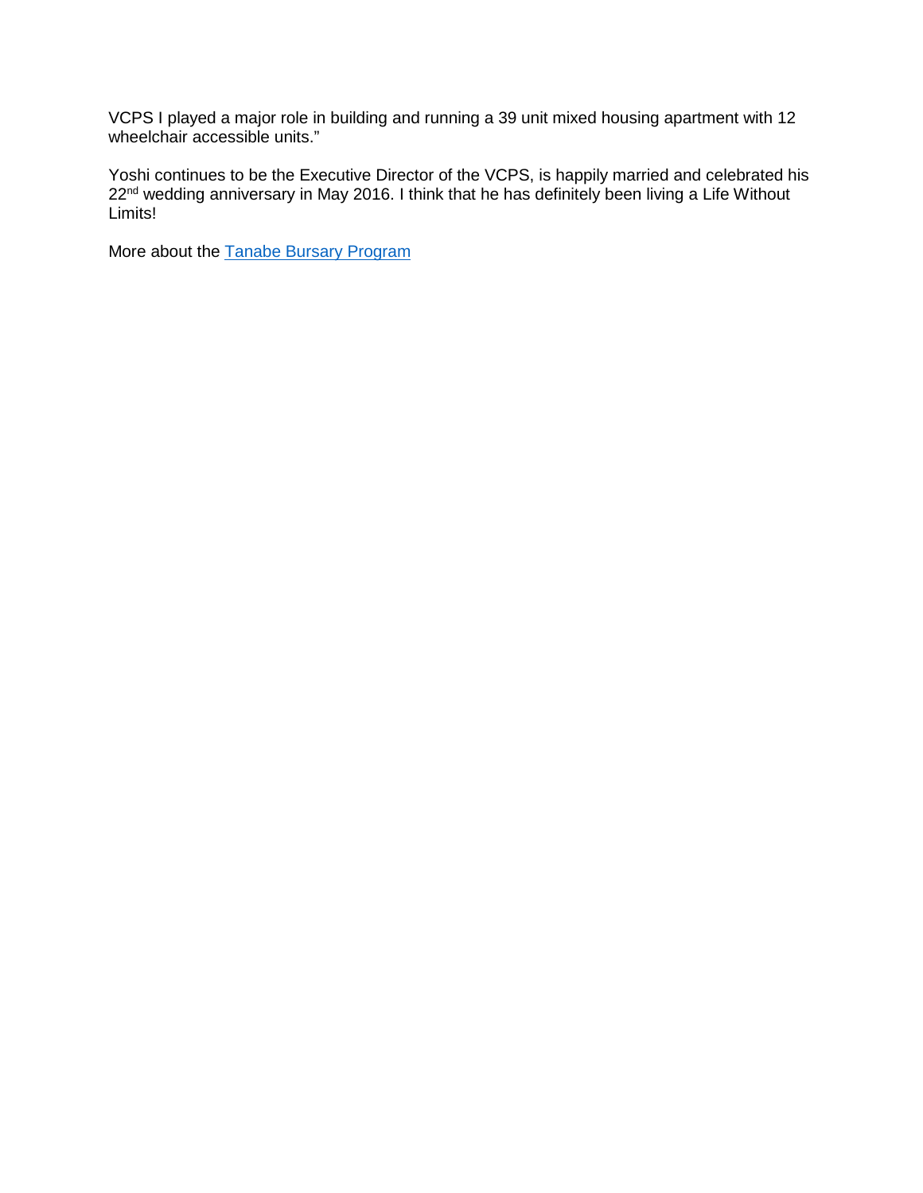VCPS I played a major role in building and running a 39 unit mixed housing apartment with 12 wheelchair accessible units."

Yoshi continues to be the Executive Director of the VCPS, is happily married and celebrated his 22nd wedding anniversary in May 2016. I think that he has definitely been living a Life Without Limits!

More about the [Tanabe Bursary Program]